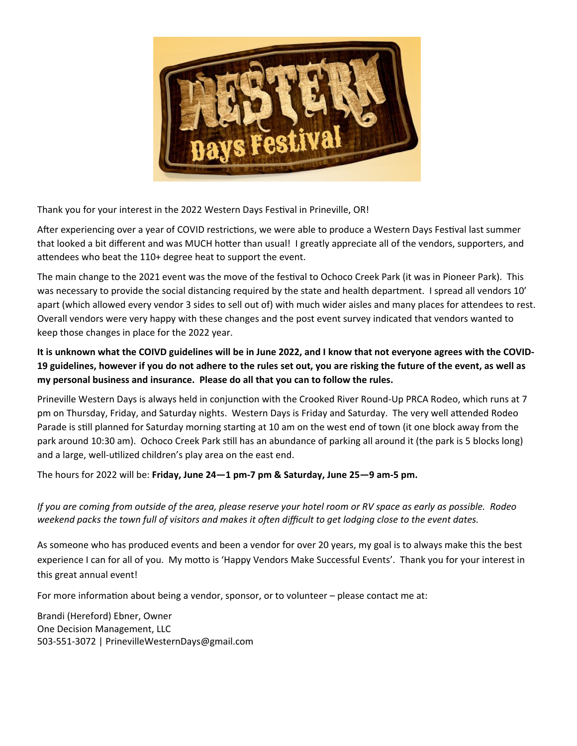Thank you for your interest in the 2022 Western Days Festival in Prineville, OR!

After experiencing over a year of COVID restrictions, we were able to produce a Western Days Festival last summer that looked a bit different and was MUCH hotter than usual! I greatly appreciate all of the vendors, supporters, and attendees who beat the 110+ degree heat to support the event.

The main change to the 2021 event was the move of the festival to Ochoco Creek Park (it was in Pioneer Park). This was necessary to provide the social distancing required by the state and health department. I spread all vendors 10' apart (which allowed every vendor 3 sides to sell out of) with much wider aisles and many places for attendees to rest. Overall vendors were very happy with these changes and the post event survey indicated that vendors wanted to keep those changes in place for the 2022 year.

**It is unknown what the COIVD guidelines will be in June 2022, and I know that not everyone agrees with the COVID-19 guidelines, however if you do not adhere to the rules set out, you are risking the future of the event, as well as my personal business and insurance. Please do all that you can to follow the rules.**

Prineville Western Days is always held in conjunction with the Crooked River Round-Up PRCA Rodeo, which runs at 7 pm on Thursday, Friday, and Saturday nights. Western Days is Friday and Saturday. The very well attended Rodeo Parade is still planned for Saturday morning starting at 10 am on the west end of town (it one block away from the park around 10:30 am). Ochoco Creek Park still has an abundance of parking all around it (the park is 5 blocks long) and a large, well-utilized children's play area on the east end.

The hours for 2022 will be: **Friday, June 24—1 pm-7 pm & Saturday, June 25—9 am-5 pm.**

*If you are coming from outside of the area, please reserve your hotel room or RV space as early as possible. Rodeo weekend packs the town full of visitors and makes it often difficult to get lodging close to the event dates.*

As someone who has produced events and been a vendor for over 20 years, my goal is to always make this the best experience I can for all of you. My motto is 'Happy Vendors Make Successful Events'. Thank you for your interest in this great annual event!

For more information about being a vendor, sponsor, or to volunteer – please contact me at:

Brandi (Hereford) Ebner, Owner
One Decision Management, LLC
503-551-3072 | PrinevilleWesternDays@gmail.com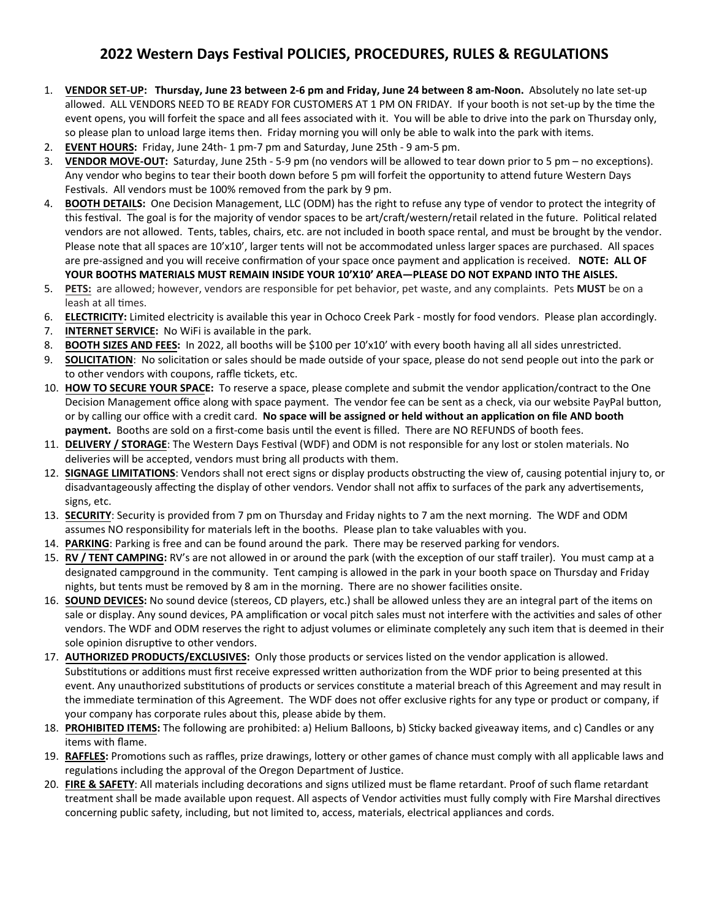# 2022 Western Days Festival POLICIES, PROCEDURES, RULES & REGULATIONS

1. **VENDOR SET-UP: Thursday, June 23 between 2-6 pm and Friday, June 24 between 8 am-Noon.** Absolutely no late set-up allowed. ALL VENDORS NEED TO BE READY FOR CUSTOMERS AT 1 PM ON FRIDAY. If your booth is not set-up by the time the event opens, you will forfeit the space and all fees associated with it. You will be able to drive into the park on Thursday only, so please plan to unload large items then. Friday morning you will only be able to walk into the park with items.
2. **EVENT HOURS:** Friday, June 24th- 1 pm-7 pm and Saturday, June 25th - 9 am-5 pm.
3. **VENDOR MOVE-OUT:** Saturday, June 25th - 5-9 pm (no vendors will be allowed to tear down prior to 5 pm – no exceptions). Any vendor who begins to tear their booth down before 5 pm will forfeit the opportunity to attend future Western Days Festivals. All vendors must be 100% removed from the park by 9 pm.
4. **BOOTH DETAILS:** One Decision Management, LLC (ODM) has the right to refuse any type of vendor to protect the integrity of this festival. The goal is for the majority of vendor spaces to be art/craft/western/retail related in the future. Political related vendors are not allowed. Tents, tables, chairs, etc. are not included in booth space rental, and must be brought by the vendor. Please note that all spaces are 10'x10', larger tents will not be accommodated unless larger spaces are purchased. All spaces are pre-assigned and you will receive confirmation of your space once payment and application is received. **NOTE: ALL OF YOUR BOOTHS MATERIALS MUST REMAIN INSIDE YOUR 10'X10' AREA—PLEASE DO NOT EXPAND INTO THE AISLES.**
5. **PETS:** are allowed; however, vendors are responsible for pet behavior, pet waste, and any complaints. Pets **MUST** be on a leash at all times.
6. **ELECTRICITY:** Limited electricity is available this year in Ochoco Creek Park - mostly for food vendors. Please plan accordingly.
7. **INTERNET SERVICE:** No WiFi is available in the park.
8. **BOOTH SIZES AND FEES:** In 2022, all booths will be $100 per 10'x10' with every booth having all all sides unrestricted.
9. **SOLICITATION**: No solicitation or sales should be made outside of your space, please do not send people out into the park or to other vendors with coupons, raffle tickets, etc.
10. **HOW TO SECURE YOUR SPACE:** To reserve a space, please complete and submit the vendor application/contract to the One Decision Management office along with space payment. The vendor fee can be sent as a check, via our website PayPal button, or by calling our office with a credit card. **No space will be assigned or held without an application on file AND booth payment.** Booths are sold on a first-come basis until the event is filled. There are NO REFUNDS of booth fees.
11. **DELIVERY / STORAGE**: The Western Days Festival (WDF) and ODM is not responsible for any lost or stolen materials. No deliveries will be accepted, vendors must bring all products with them.
12. **SIGNAGE LIMITATIONS**: Vendors shall not erect signs or display products obstructing the view of, causing potential injury to, or disadvantageously affecting the display of other vendors. Vendor shall not affix to surfaces of the park any advertisements, signs, etc.
13. **SECURITY**: Security is provided from 7 pm on Thursday and Friday nights to 7 am the next morning. The WDF and ODM assumes NO responsibility for materials left in the booths. Please plan to take valuables with you.
14. **PARKING**: Parking is free and can be found around the park. There may be reserved parking for vendors.
15. **RV / TENT CAMPING:** RV's are not allowed in or around the park (with the exception of our staff trailer). You must camp at a designated campground in the community. Tent camping is allowed in the park in your booth space on Thursday and Friday nights, but tents must be removed by 8 am in the morning. There are no shower facilities onsite.
16. **SOUND DEVICES:** No sound device (stereos, CD players, etc.) shall be allowed unless they are an integral part of the items on sale or display. Any sound devices, PA amplification or vocal pitch sales must not interfere with the activities and sales of other vendors. The WDF and ODM reserves the right to adjust volumes or eliminate completely any such item that is deemed in their sole opinion disruptive to other vendors.
17. **AUTHORIZED PRODUCTS/EXCLUSIVES:** Only those products or services listed on the vendor application is allowed. Substitutions or additions must first receive expressed written authorization from the WDF prior to being presented at this event. Any unauthorized substitutions of products or services constitute a material breach of this Agreement and may result in the immediate termination of this Agreement. The WDF does not offer exclusive rights for any type or product or company, if your company has corporate rules about this, please abide by them.
18. **PROHIBITED ITEMS:** The following are prohibited: a) Helium Balloons, b) Sticky backed giveaway items, and c) Candles or any items with flame.
19. **RAFFLES:** Promotions such as raffles, prize drawings, lottery or other games of chance must comply with all applicable laws and regulations including the approval of the Oregon Department of Justice.
20. **FIRE & SAFETY**: All materials including decorations and signs utilized must be flame retardant. Proof of such flame retardant treatment shall be made available upon request. All aspects of Vendor activities must fully comply with Fire Marshal directives concerning public safety, including, but not limited to, access, materials, electrical appliances and cords.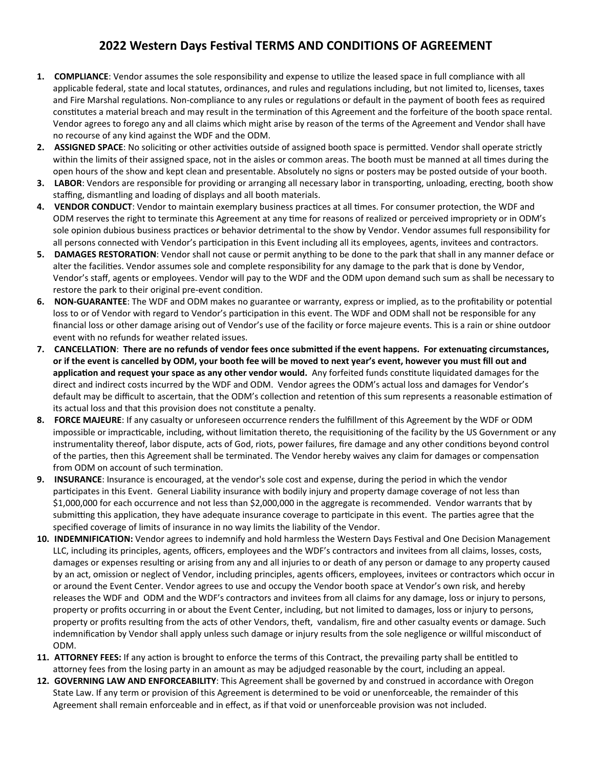# 2022 Western Days Festival TERMS AND CONDITIONS OF AGREEMENT

1. **COMPLIANCE**: Vendor assumes the sole responsibility and expense to utilize the leased space in full compliance with all applicable federal, state and local statutes, ordinances, and rules and regulations including, but not limited to, licenses, taxes and Fire Marshal regulations. Non-compliance to any rules or regulations or default in the payment of booth fees as required constitutes a material breach and may result in the termination of this Agreement and the forfeiture of the booth space rental. Vendor agrees to forego any and all claims which might arise by reason of the terms of the Agreement and Vendor shall have no recourse of any kind against the WDF and the ODM.
2. **ASSIGNED SPACE**: No soliciting or other activities outside of assigned booth space is permitted. Vendor shall operate strictly within the limits of their assigned space, not in the aisles or common areas. The booth must be manned at all times during the open hours of the show and kept clean and presentable. Absolutely no signs or posters may be posted outside of your booth.
3. **LABOR**: Vendors are responsible for providing or arranging all necessary labor in transporting, unloading, erecting, booth show staffing, dismantling and loading of displays and all booth materials.
4. **VENDOR CONDUCT**: Vendor to maintain exemplary business practices at all times. For consumer protection, the WDF and ODM reserves the right to terminate this Agreement at any time for reasons of realized or perceived impropriety or in ODM's sole opinion dubious business practices or behavior detrimental to the show by Vendor. Vendor assumes full responsibility for all persons connected with Vendor's participation in this Event including all its employees, agents, invitees and contractors.
5. **DAMAGES RESTORATION**: Vendor shall not cause or permit anything to be done to the park that shall in any manner deface or alter the facilities. Vendor assumes sole and complete responsibility for any damage to the park that is done by Vendor, Vendor's staff, agents or employees. Vendor will pay to the WDF and the ODM upon demand such sum as shall be necessary to restore the park to their original pre-event condition.
6. **NON-GUARANTEE**: The WDF and ODM makes no guarantee or warranty, express or implied, as to the profitability or potential loss to or of Vendor with regard to Vendor's participation in this event. The WDF and ODM shall not be responsible for any financial loss or other damage arising out of Vendor's use of the facility or force majeure events. This is a rain or shine outdoor event with no refunds for weather related issues.
7. **CANCELLATION**: **There are no refunds of vendor fees once submitted if the event happens. For extenuating circumstances, or if the event is cancelled by ODM, your booth fee will be moved to next year's event, however you must fill out and application and request your space as any other vendor would.** Any forfeited funds constitute liquidated damages for the direct and indirect costs incurred by the WDF and ODM. Vendor agrees the ODM's actual loss and damages for Vendor's default may be difficult to ascertain, that the ODM's collection and retention of this sum represents a reasonable estimation of its actual loss and that this provision does not constitute a penalty.
8. **FORCE MAJEURE**: If any casualty or unforeseen occurrence renders the fulfillment of this Agreement by the WDF or ODM impossible or impracticable, including, without limitation thereto, the requisitioning of the facility by the US Government or any instrumentality thereof, labor dispute, acts of God, riots, power failures, fire damage and any other conditions beyond control of the parties, then this Agreement shall be terminated. The Vendor hereby waives any claim for damages or compensation from ODM on account of such termination.
9. **INSURANCE**: Insurance is encouraged, at the vendor's sole cost and expense, during the period in which the vendor participates in this Event. General Liability insurance with bodily injury and property damage coverage of not less than $1,000,000 for each occurrence and not less than $2,000,000 in the aggregate is recommended. Vendor warrants that by submitting this application, they have adequate insurance coverage to participate in this event. The parties agree that the specified coverage of limits of insurance in no way limits the liability of the Vendor.
10. **INDEMNIFICATION:** Vendor agrees to indemnify and hold harmless the Western Days Festival and One Decision Management LLC, including its principles, agents, officers, employees and the WDF's contractors and invitees from all claims, losses, costs, damages or expenses resulting or arising from any and all injuries to or death of any person or damage to any property caused by an act, omission or neglect of Vendor, including principles, agents officers, employees, invitees or contractors which occur in or around the Event Center. Vendor agrees to use and occupy the Vendor booth space at Vendor's own risk, and hereby releases the WDF and ODM and the WDF's contractors and invitees from all claims for any damage, loss or injury to persons, property or profits occurring in or about the Event Center, including, but not limited to damages, loss or injury to persons, property or profits resulting from the acts of other Vendors, theft, vandalism, fire and other casualty events or damage. Such indemnification by Vendor shall apply unless such damage or injury results from the sole negligence or willful misconduct of ODM.
11. **ATTORNEY FEES:** If any action is brought to enforce the terms of this Contract, the prevailing party shall be entitled to attorney fees from the losing party in an amount as may be adjudged reasonable by the court, including an appeal.
12. **GOVERNING LAW AND ENFORCEABILITY**: This Agreement shall be governed by and construed in accordance with Oregon State Law. If any term or provision of this Agreement is determined to be void or unenforceable, the remainder of this Agreement shall remain enforceable and in effect, as if that void or unenforceable provision was not included.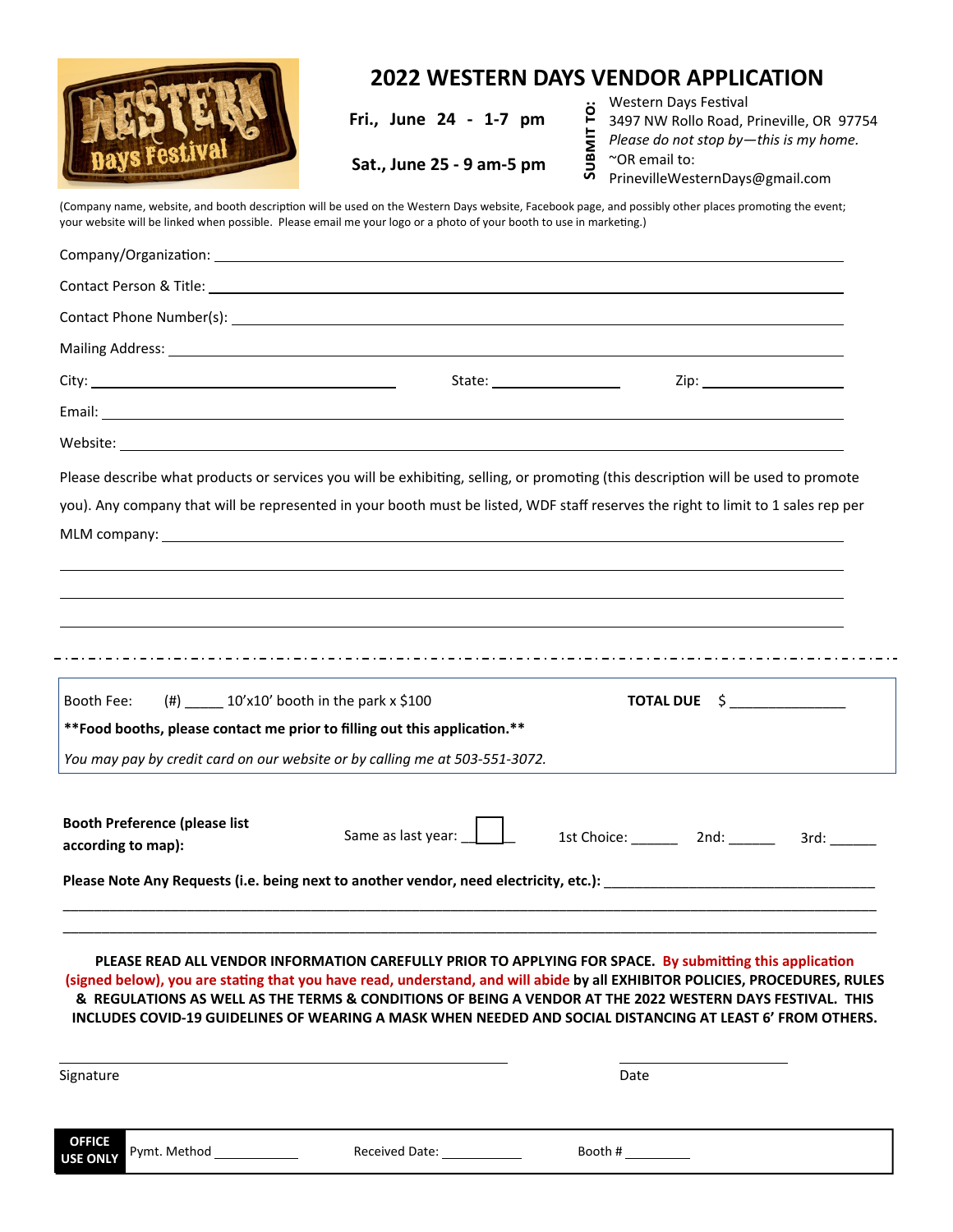# 2022 WESTERN DAYS VENDOR APPLICATION

**Fri., June 24 - 1-7 pm**

**Sat., June 25 - 9 am-5 pm**

**SUBMIT TO:**
Western Days Festival
3497 NW Rollo Road, Prineville, OR 97754
*Please do not stop by—this is my home.*
~OR email to:
PrinevilleWesternDays@gmail.com

(Company name, website, and booth description will be used on the Western Days website, Facebook page, and possibly other places promoting the event; your website will be linked when possible. Please email me your logo or a photo of your booth to use in marketing.)

Company/Organization: ______________________________

Contact Person & Title: ______________________________

Contact Phone Number(s): ______________________________

Mailing Address: ______________________________

City: ____________________ State: ____________ Zip: ____________

Email: ______________________________

Website: ______________________________

Please describe what products or services you will be exhibiting, selling, or promoting (this description will be used to promote you). Any company that will be represented in your booth must be listed, WDF staff reserves the right to limit to 1 sales rep per MLM company: ______________________________

______________________________

______________________________

______________________________

---

Booth Fee: (#) _____ 10'x10' booth in the park x $100 **TOTAL DUE** $ _______________

****Food booths, please contact me prior to filling out this application.****

*You may pay by credit card on our website or by calling me at 503-551-3072.*

**Booth Preference (please list according to map):** Same as last year: ☐ 1st Choice: ______ 2nd: ______ 3rd: ______

**Please Note Any Requests (i.e. being next to another vendor, need electricity, etc.):** ______________________________

______________________________

______________________________

**PLEASE READ ALL VENDOR INFORMATION CAREFULLY PRIOR TO APPLYING FOR SPACE. By submitting this application (signed below), you are stating that you have read, understand, and will abide by all EXHIBITOR POLICIES, PROCEDURES, RULES & REGULATIONS AS WELL AS THE TERMS & CONDITIONS OF BEING A VENDOR AT THE 2022 WESTERN DAYS FESTIVAL. THIS INCLUDES COVID-19 GUIDELINES OF WEARING A MASK WHEN NEEDED AND SOCIAL DISTANCING AT LEAST 6' FROM OTHERS.**

______________________________ ______________________________
Signature Date

**OFFICE USE ONLY** Pymt. Method ____________ Received Date: ____________ Booth # __________